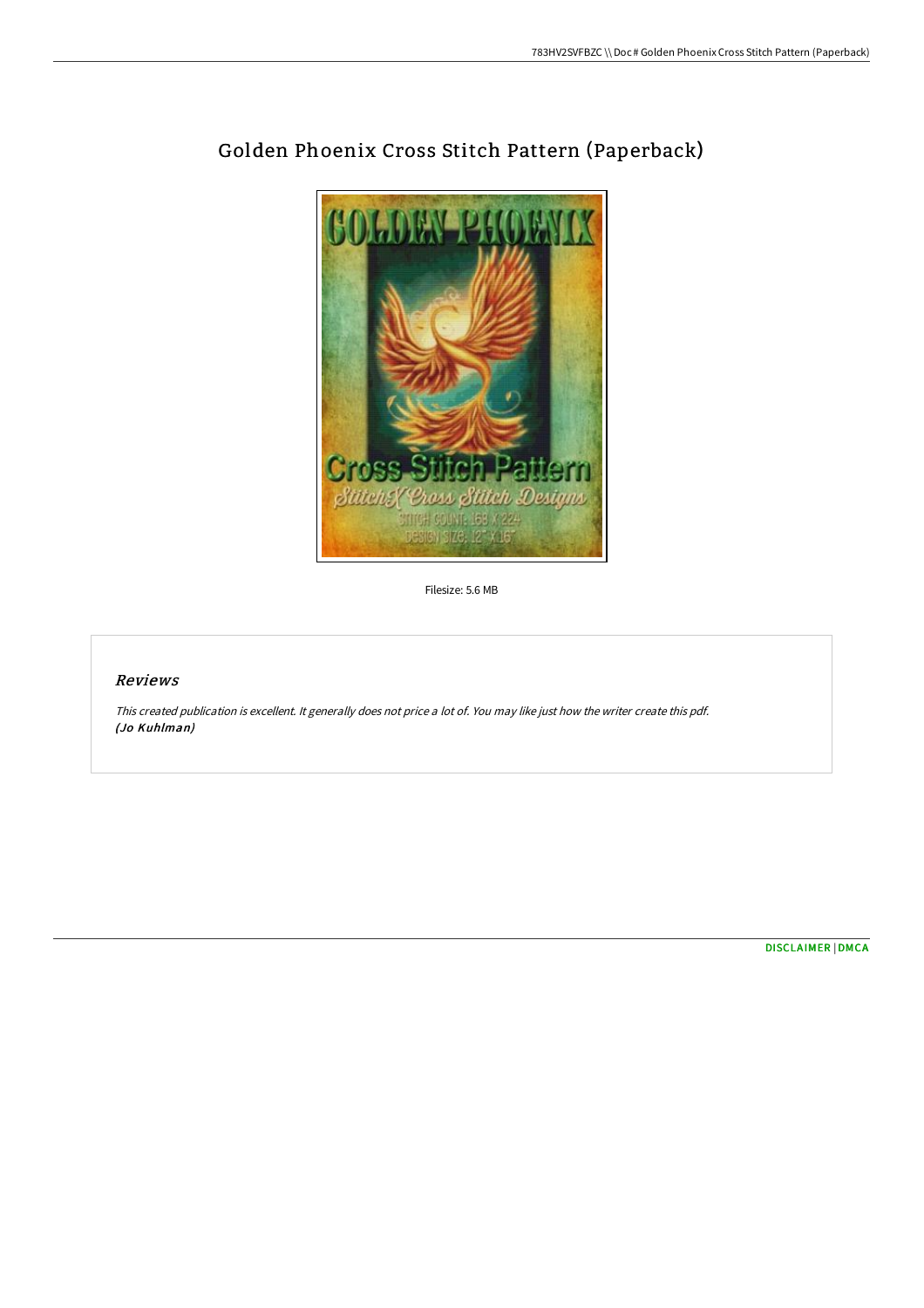# Golden Phoenix Cross Stitch Pattern (Paperback)

Filesize: 5.6 MB

## *Reviews*

*This created publication is excellent. It generally does not price a lot of. You may like just how the writer create this pdf.*
***(Jo Kuhlman)***

DISCLAIMER | DMCA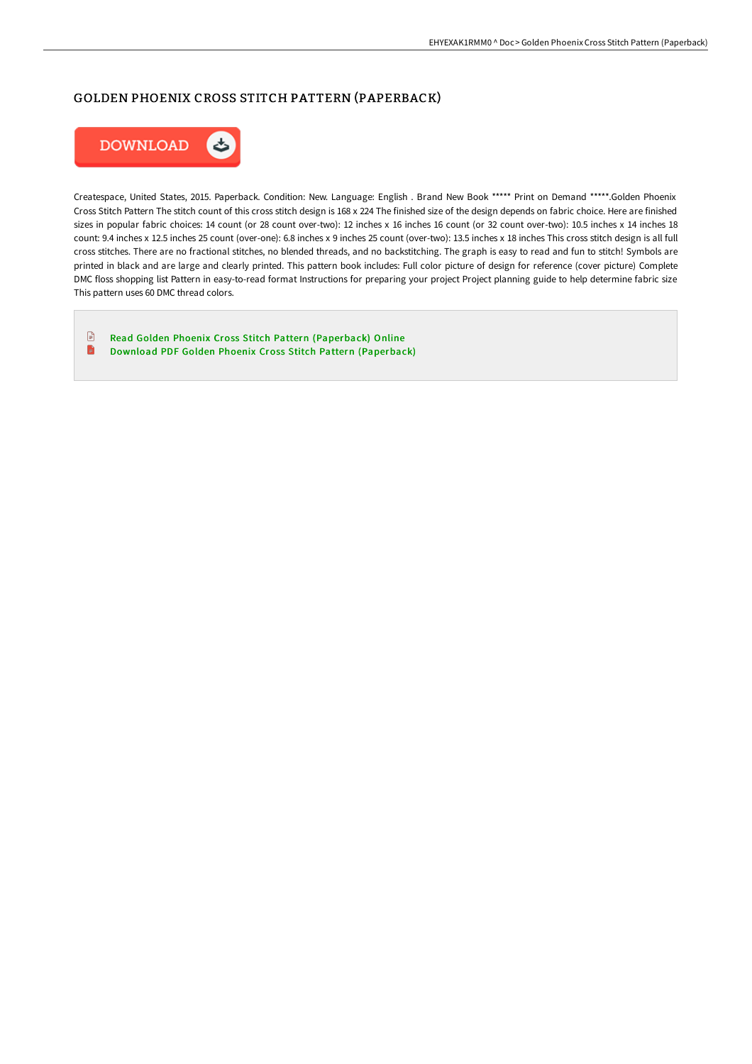# GOLDEN PHOENIX CROSS STITCH PATTERN (PAPERBACK)

DOWNLOAD

Createspace, United States, 2015. Paperback. Condition: New. Language: English . Brand New Book ***** Print on Demand *****.Golden Phoenix Cross Stitch Pattern The stitch count of this cross stitch design is 168 x 224 The finished size of the design depends on fabric choice. Here are finished sizes in popular fabric choices: 14 count (or 28 count over-two): 12 inches x 16 inches 16 count (or 32 count over-two): 10.5 inches x 14 inches 18 count: 9.4 inches x 12.5 inches 25 count (over-one): 6.8 inches x 9 inches 25 count (over-two): 13.5 inches x 18 inches This cross stitch design is all full cross stitches. There are no fractional stitches, no blended threads, and no backstitching. The graph is easy to read and fun to stitch! Symbols are printed in black and are large and clearly printed. This pattern book includes: Full color picture of design for reference (cover picture) Complete DMC floss shopping list Pattern in easy-to-read format Instructions for preparing your project Project planning guide to help determine fabric size This pattern uses 60 DMC thread colors.

- Read Golden Phoenix Cross Stitch Pattern (Paperback) Online
- Download PDF Golden Phoenix Cross Stitch Pattern (Paperback)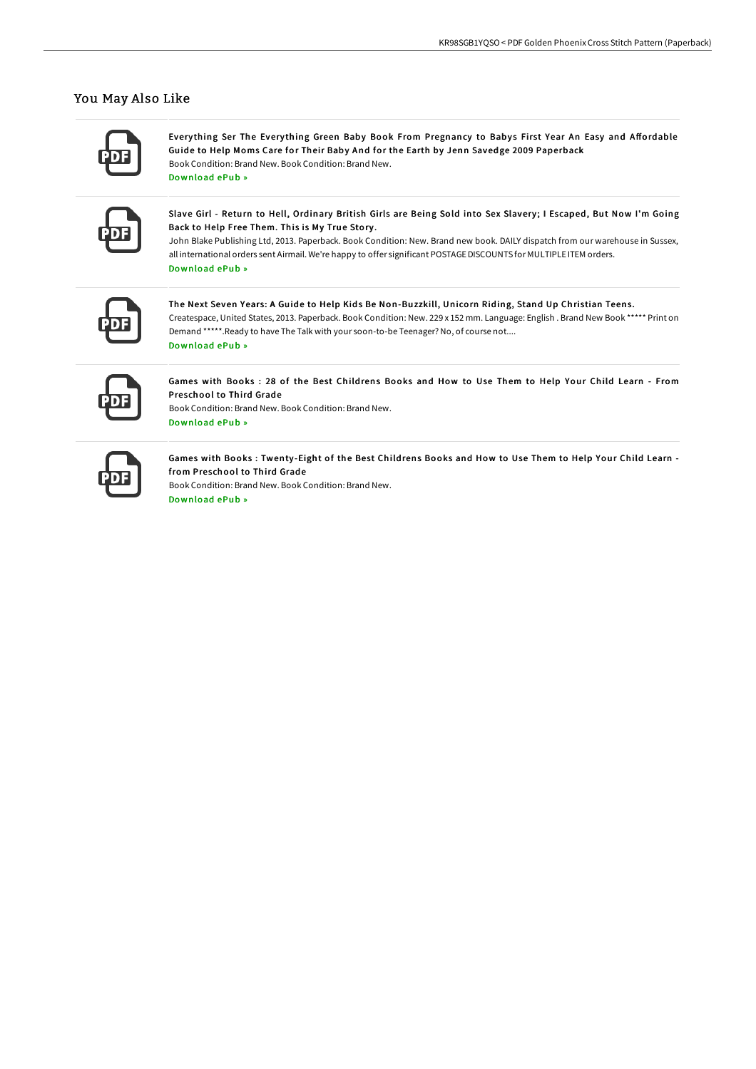## You May Also Like

**Everything Ser The Everything Green Baby Book From Pregnancy to Babys First Year An Easy and Affordable Guide to Help Moms Care for Their Baby And for the Earth by Jenn Savedge 2009 Paperback**
Book Condition: Brand New. Book Condition: Brand New.
Download ePub »

**Slave Girl - Return to Hell, Ordinary British Girls are Being Sold into Sex Slavery; I Escaped, But Now I'm Going Back to Help Free Them. This is My True Story.**
John Blake Publishing Ltd, 2013. Paperback. Book Condition: New. Brand new book. DAILY dispatch from our warehouse in Sussex, all international orders sent Airmail. We're happy to offer significant POSTAGE DISCOUNTS for MULTIPLE ITEM orders.
Download ePub »

**The Next Seven Years: A Guide to Help Kids Be Non-Buzzkill, Unicorn Riding, Stand Up Christian Teens.**
Createspace, United States, 2013. Paperback. Book Condition: New. 229 x 152 mm. Language: English . Brand New Book ***** Print on Demand *****.Ready to have The Talk with your soon-to-be Teenager? No, of course not....
Download ePub »

**Games with Books : 28 of the Best Childrens Books and How to Use Them to Help Your Child Learn - From Preschool to Third Grade**
Book Condition: Brand New. Book Condition: Brand New.
Download ePub »

**Games with Books : Twenty-Eight of the Best Childrens Books and How to Use Them to Help Your Child Learn - from Preschool to Third Grade**
Book Condition: Brand New. Book Condition: Brand New.
Download ePub »